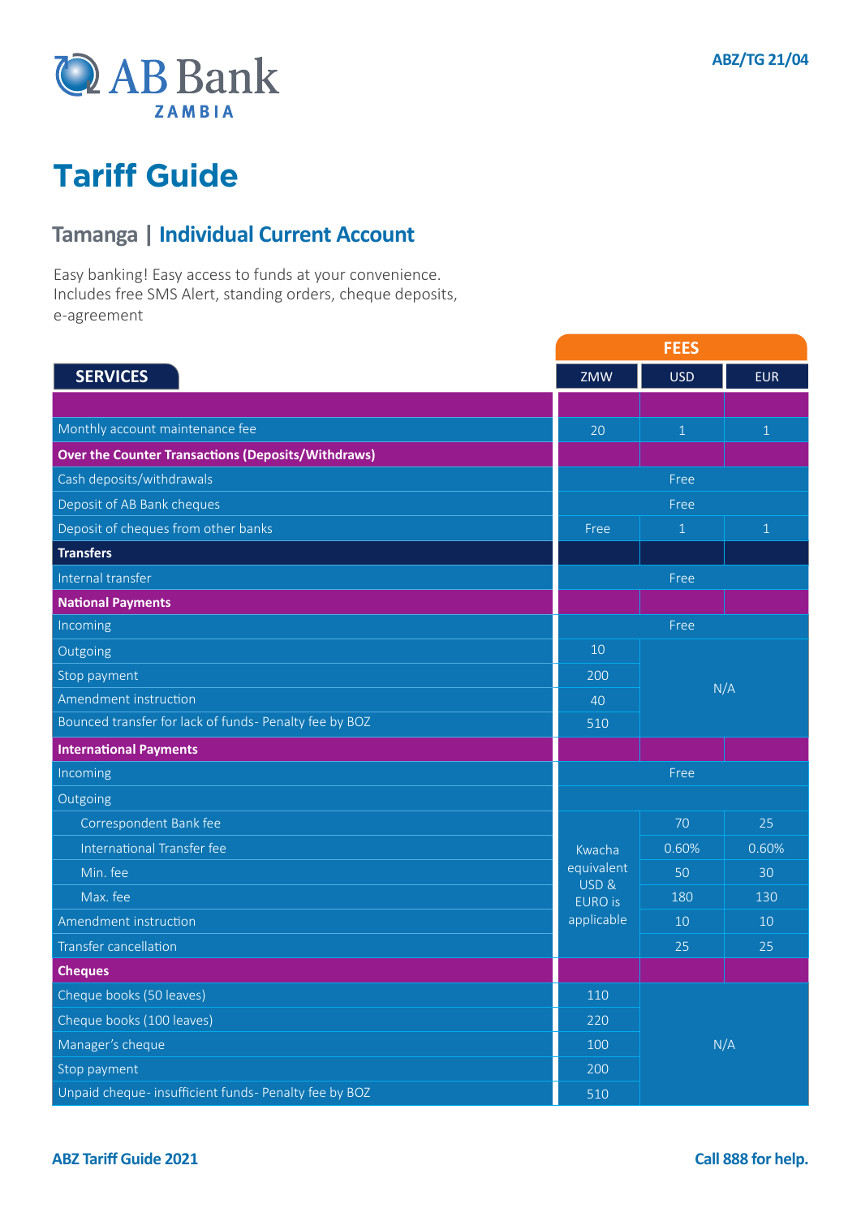ABZ/TG 21/04

AB Bank ZAMBIA

# Tariff Guide

## Tamanga | Individual Current Account

Easy banking! Easy access to funds at your convenience.
Includes free SMS Alert, standing orders, cheque deposits, e-agreement

| SERVICES | ZMW | USD | EUR |
|---|---|---|---|
| | | | |
| Monthly account maintenance fee | 20 | 1 | 1 |
| **Over the Counter Transactions (Deposits/Withdraws)** | | | |
| Cash deposits/withdrawals | Free | | |
| Deposit of AB Bank cheques | Free | | |
| Deposit of cheques from other banks | Free | 1 | 1 |
| **Transfers** | | | |
| Internal transfer | Free | | |
| **National Payments** | | | |
| Incoming | Free | | |
| Outgoing | 10 | N/A | |
| Stop payment | 200 | | |
| Amendment instruction | 40 | | |
| Bounced transfer for lack of funds- Penalty fee by BOZ | 510 | | |
| **International Payments** | | | |
| Incoming | Free | | |
| Outgoing | | | |
| Correspondent Bank fee | Kwacha equivalent USD & EURO is applicable | 70 | 25 |
| International Transfer fee | | 0.60% | 0.60% |
| Min. fee | | 50 | 30 |
| Max. fee | | 180 | 130 |
| Amendment instruction | | 10 | 10 |
| Transfer cancellation | | 25 | 25 |
| **Cheques** | | | |
| Cheque books (50 leaves) | 110 | N/A | |
| Cheque books (100 leaves) | 220 | | |
| Manager's cheque | 100 | | |
| Stop payment | 200 | | |
| Unpaid cheque- insufficient funds- Penalty fee by BOZ | 510 | | |

ABZ Tariff Guide 2021

Call 888 for help.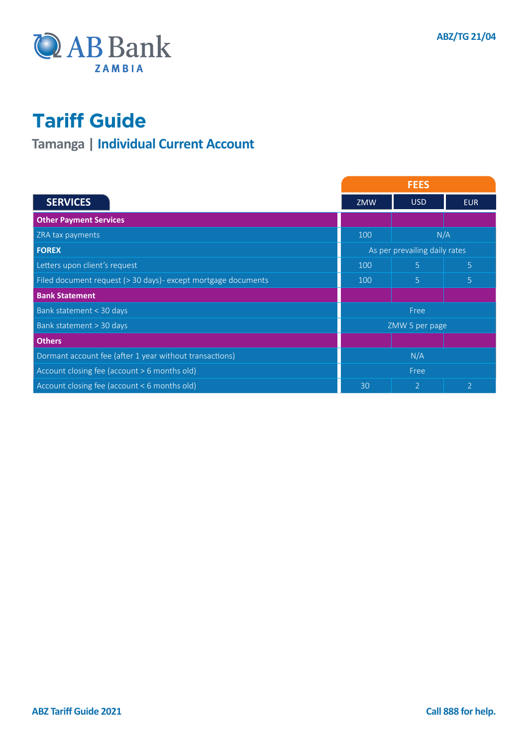AB Bank
ZAMBIA

ABZ/TG 21/04

# Tariff Guide

## Tamanga | Individual Current Account

| SERVICES | FEES | | |
|---|---|---|---|
| | ZMW | USD | EUR |
| **Other Payment Services** | | | |
| ZRA tax payments | 100 | N/A | |
| **FOREX** | As per prevailing daily rates | | |
| Letters upon client's request | 100 | 5 | 5 |
| Filed document request (> 30 days)- except mortgage documents | 100 | 5 | 5 |
| **Bank Statement** | | | |
| Bank statement < 30 days | Free | | |
| Bank statement > 30 days | ZMW 5 per page | | |
| **Others** | | | |
| Dormant account fee (after 1 year without transactions) | N/A | | |
| Account closing fee (account > 6 months old) | Free | | |
| Account closing fee (account < 6 months old) | 30 | 2 | 2 |

ABZ Tariff Guide 2021

Call 888 for help.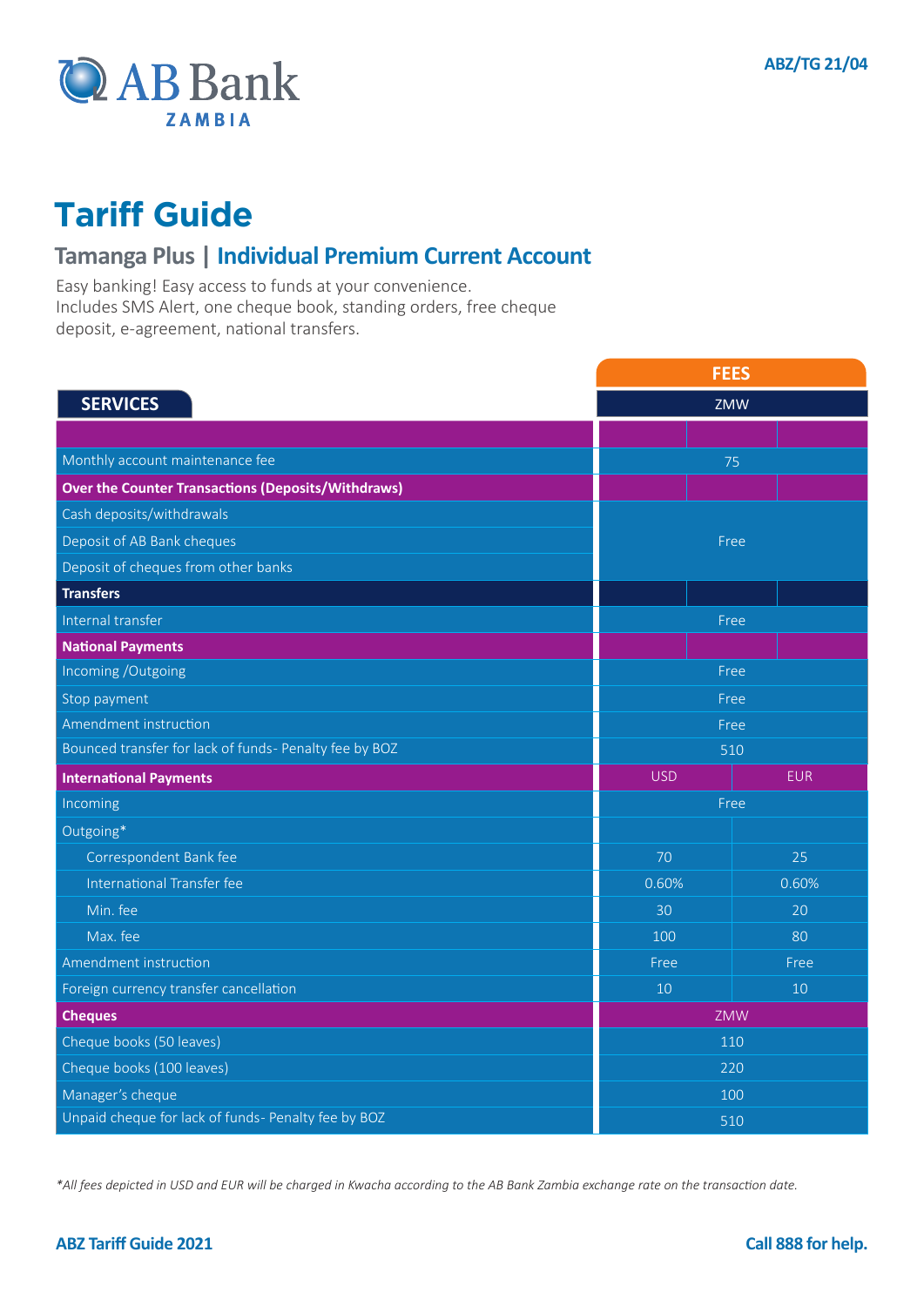AB Bank ZAMBIA

ABZ/TG 21/04

# Tariff Guide

## Tamanga Plus | Individual Premium Current Account

Easy banking! Easy access to funds at your convenience.
Includes SMS Alert, one cheque book, standing orders, free cheque deposit, e-agreement, national transfers.

| SERVICES | FEES | |
|---|---|---|
| | ZMW | |
| Monthly account maintenance fee | 75 | |
| **Over the Counter Transactions (Deposits/Withdraws)** | | |
| Cash deposits/withdrawals | Free | |
| Deposit of AB Bank cheques | Free | |
| Deposit of cheques from other banks | Free | |
| **Transfers** | | |
| Internal transfer | Free | |
| **National Payments** | | |
| Incoming /Outgoing | Free | |
| Stop payment | Free | |
| Amendment instruction | Free | |
| Bounced transfer for lack of funds- Penalty fee by BOZ | 510 | |
| **International Payments** | USD | EUR |
| Incoming | Free | |
| Outgoing* | | |
| Correspondent Bank fee | 70 | 25 |
| International Transfer fee | 0.60% | 0.60% |
| Min. fee | 30 | 20 |
| Max. fee | 100 | 80 |
| Amendment instruction | Free | Free |
| Foreign currency transfer cancellation | 10 | 10 |
| **Cheques** | ZMW | |
| Cheque books (50 leaves) | 110 | |
| Cheque books (100 leaves) | 220 | |
| Manager's cheque | 100 | |
| Unpaid cheque for lack of funds- Penalty fee by BOZ | 510 | |

*\*All fees depicted in USD and EUR will be charged in Kwacha according to the AB Bank Zambia exchange rate on the transaction date.*

ABZ Tariff Guide 2021

Call 888 for help.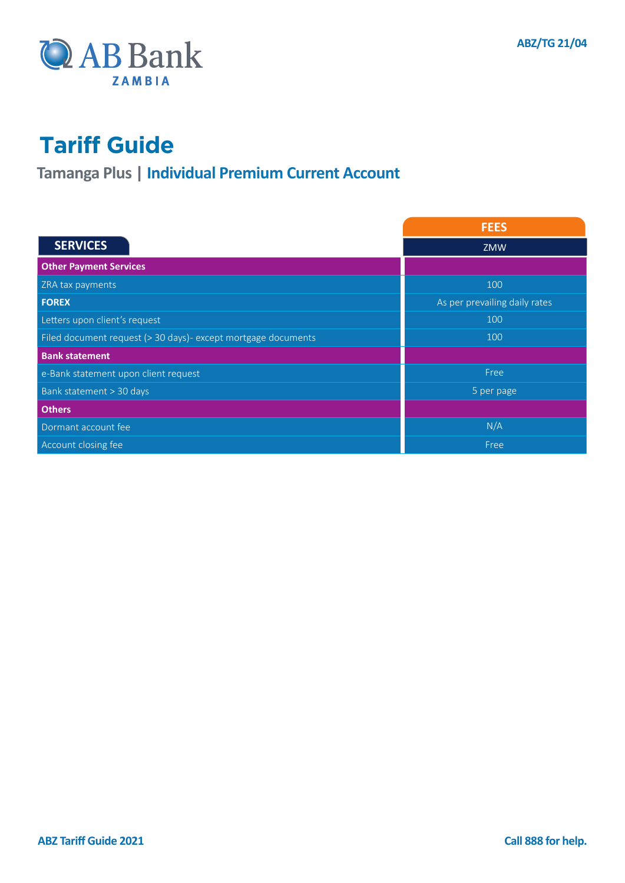# Tariff Guide

## Tamanga Plus | Individual Premium Current Account

| SERVICES | FEES |
|---|---|
| | ZMW |
| **Other Payment Services** | |
| ZRA tax payments | 100 |
| **FOREX** | As per prevailing daily rates |
| Letters upon client's request | 100 |
| Filed document request (> 30 days)- except mortgage documents | 100 |
| **Bank statement** | |
| e-Bank statement upon client request | Free |
| Bank statement > 30 days | 5 per page |
| **Others** | |
| Dormant account fee | N/A |
| Account closing fee | Free |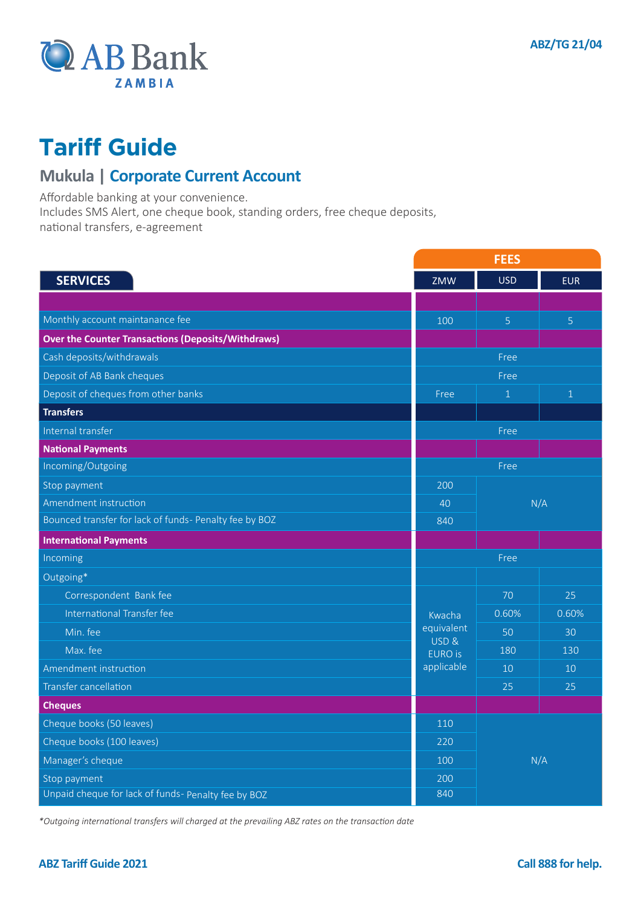AB Bank ZAMBIA

ABZ/TG 21/04

# Tariff Guide

## Mukula | Corporate Current Account

Affordable banking at your convenience.
Includes SMS Alert, one cheque book, standing orders, free cheque deposits, national transfers, e-agreement

| SERVICES | FEES | | |
|---|---|---|---|
| | ZMW | USD | EUR |
| Monthly account maintanance fee | 100 | 5 | 5 |
| **Over the Counter Transactions (Deposits/Withdraws)** | | | |
| Cash deposits/withdrawals | Free | | |
| Deposit of AB Bank cheques | Free | | |
| Deposit of cheques from other banks | Free | 1 | 1 |
| **Transfers** | | | |
| Internal transfer | Free | | |
| **National Payments** | | | |
| Incoming/Outgoing | Free | | |
| Stop payment | 200 | N/A | |
| Amendment instruction | 40 | | |
| Bounced transfer for lack of funds- Penalty fee by BOZ | 840 | | |
| **International Payments** | | | |
| Incoming | Free | | |
| Outgoing* | | | |
| Correspondent Bank fee | Kwacha equivalent USD & EURO is applicable | 70 | 25 |
| International Transfer fee | | 0.60% | 0.60% |
| Min. fee | | 50 | 30 |
| Max. fee | | 180 | 130 |
| Amendment instruction | | 10 | 10 |
| Transfer cancellation | | 25 | 25 |
| **Cheques** | | | |
| Cheque books (50 leaves) | 110 | N/A | |
| Cheque books (100 leaves) | 220 | | |
| Manager's cheque | 100 | | |
| Stop payment | 200 | | |
| Unpaid cheque for lack of funds- Penalty fee by BOZ | 840 | | |

*\*Outgoing international transfers will charged at the prevailing ABZ rates on the transaction date*

ABZ Tariff Guide 2021

Call 888 for help.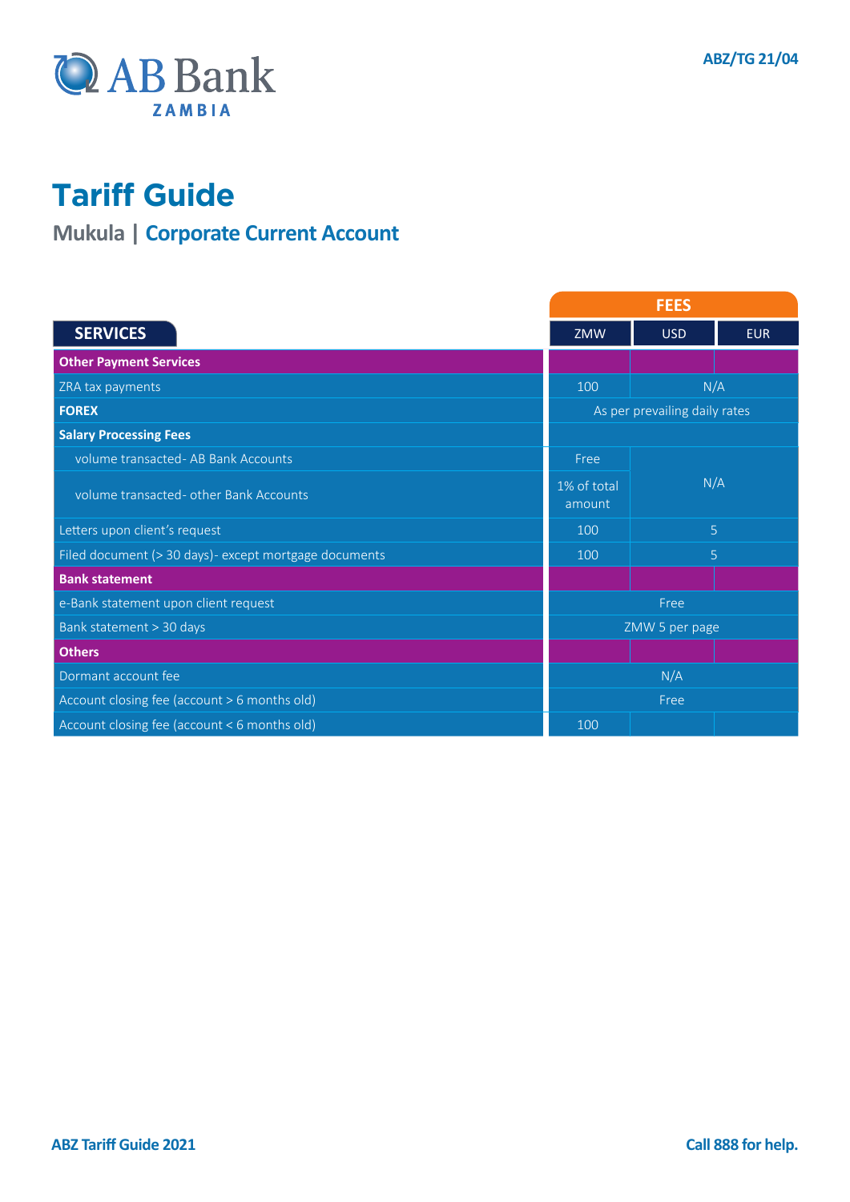ABZ/TG 21/04

# Tariff Guide

## Mukula | Corporate Current Account

| SERVICES | FEES | | |
|---|---|---|---|
| | ZMW | USD | EUR |
| **Other Payment Services** | | | |
| ZRA tax payments | 100 | N/A | |
| **FOREX** | As per prevailing daily rates | | |
| **Salary Processing Fees** | | | |
| volume transacted- AB Bank Accounts | Free | N/A | |
| volume transacted- other Bank Accounts | 1% of total amount | | |
| Letters upon client's request | 100 | 5 | |
| Filed document (> 30 days)- except mortgage documents | 100 | 5 | |
| **Bank statement** | | | |
| e-Bank statement upon client request | Free | | |
| Bank statement > 30 days | ZMW 5 per page | | |
| **Others** | | | |
| Dormant account fee | N/A | | |
| Account closing fee (account > 6 months old) | Free | | |
| Account closing fee (account < 6 months old) | 100 | | |

ABZ Tariff Guide 2021

Call 888 for help.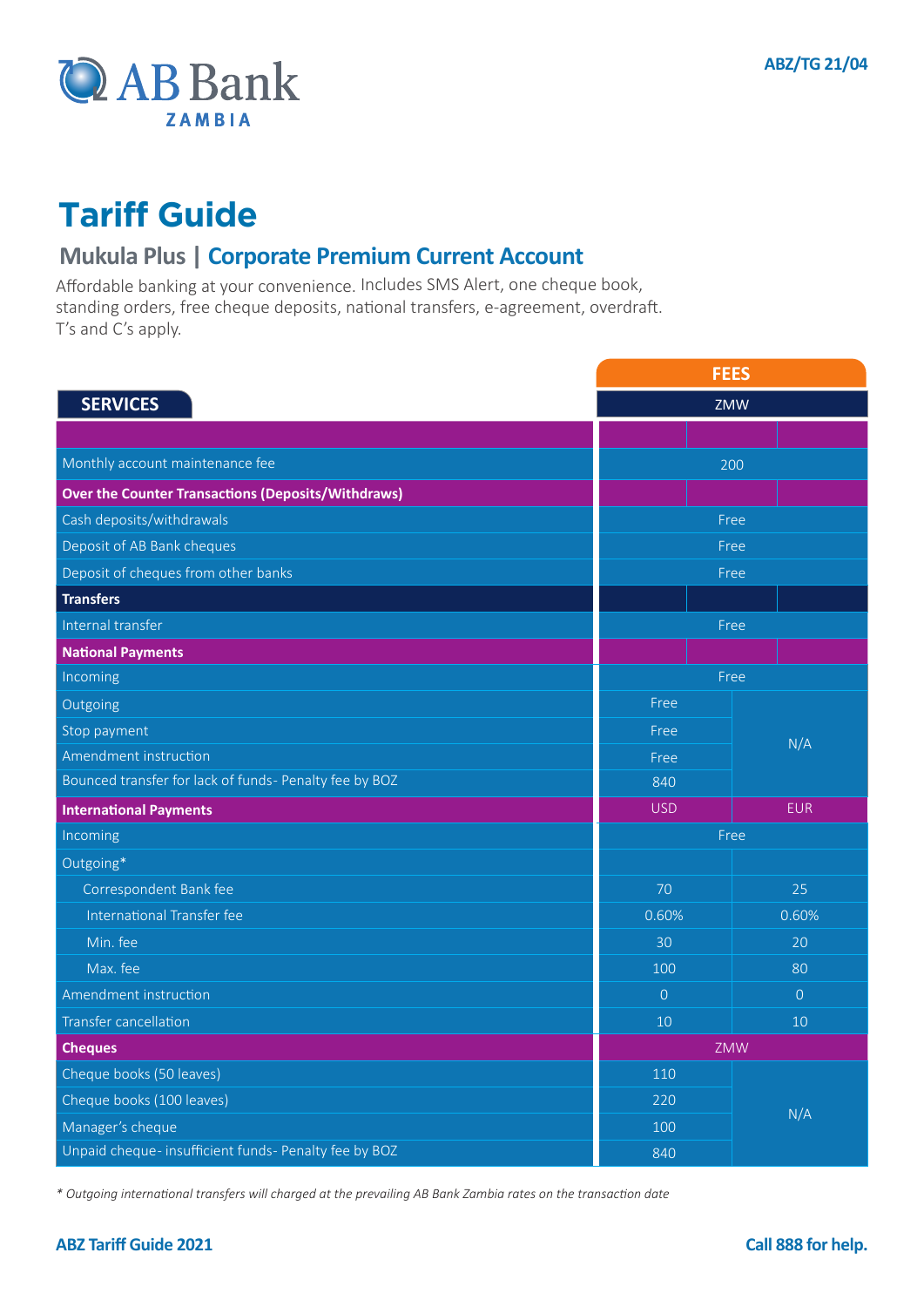AB Bank ZAMBIA

ABZ/TG 21/04

# Tariff Guide

## Mukula Plus | Corporate Premium Current Account

Affordable banking at your convenience. Includes SMS Alert, one cheque book, standing orders, free cheque deposits, national transfers, e-agreement, overdraft. T's and C's apply.

| SERVICES | FEES | |
|---|---|---|
| | ZMW | |
| Monthly account maintenance fee | 200 | |
| **Over the Counter Transactions (Deposits/Withdraws)** | | |
| Cash deposits/withdrawals | Free | |
| Deposit of AB Bank cheques | Free | |
| Deposit of cheques from other banks | Free | |
| **Transfers** | | |
| Internal transfer | Free | |
| **National Payments** | | |
| Incoming | Free | |
| Outgoing | Free | N/A |
| Stop payment | Free | N/A |
| Amendment instruction | Free | N/A |
| Bounced transfer for lack of funds- Penalty fee by BOZ | 840 | N/A |
| **International Payments** | USD | EUR |
| Incoming | Free | |
| Outgoing* | | |
| Correspondent Bank fee | 70 | 25 |
| International Transfer fee | 0.60% | 0.60% |
| Min. fee | 30 | 20 |
| Max. fee | 100 | 80 |
| Amendment instruction | 0 | 0 |
| Transfer cancellation | 10 | 10 |
| **Cheques** | ZMW | |
| Cheque books (50 leaves) | 110 | N/A |
| Cheque books (100 leaves) | 220 | N/A |
| Manager's cheque | 100 | N/A |
| Unpaid cheque- insufficient funds- Penalty fee by BOZ | 840 | N/A |

*\* Outgoing international transfers will charged at the prevailing AB Bank Zambia rates on the transaction date*

**ABZ Tariff Guide 2021** **Call 888 for help.**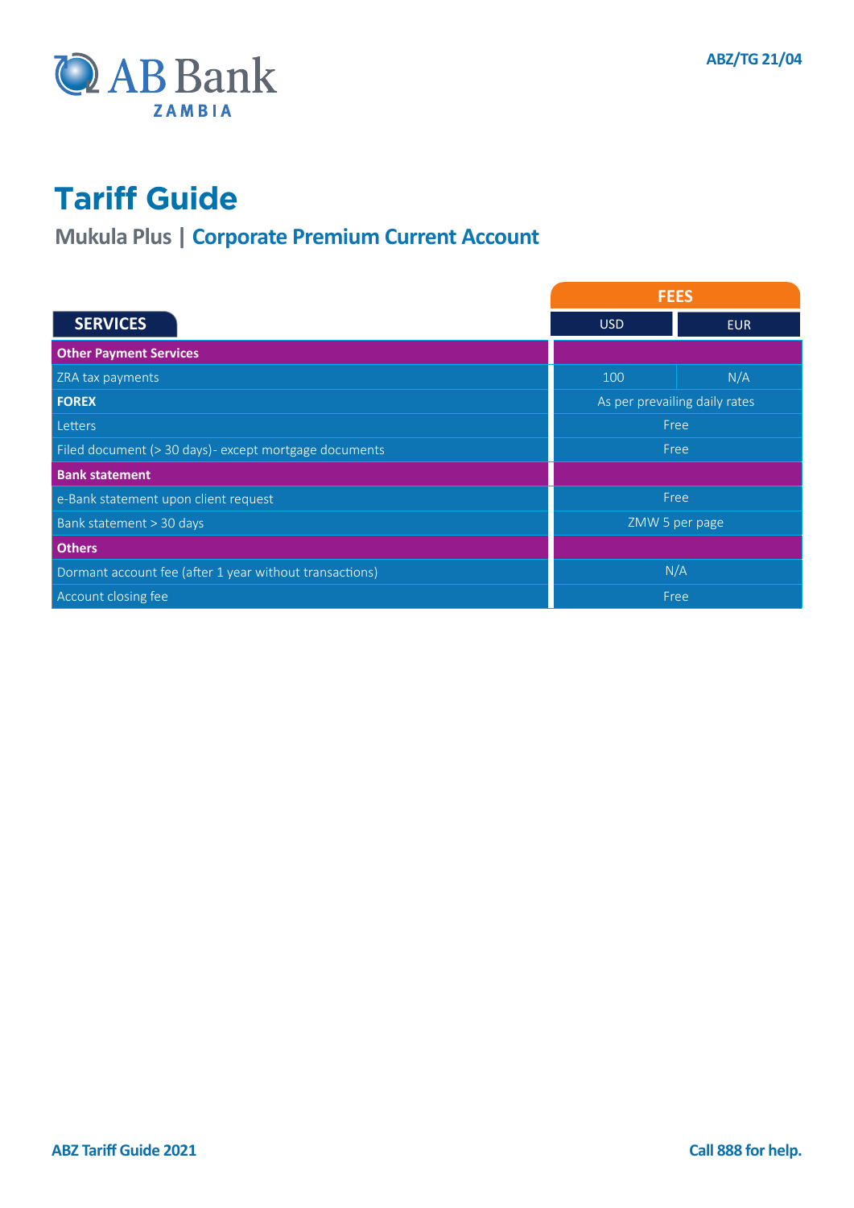AB Bank ZAMBIA

ABZ/TG 21/04

# Tariff Guide

## Mukula Plus | Corporate Premium Current Account

| SERVICES | FEES | |
|---|---|---|
| | USD | EUR |
| **Other Payment Services** | | |
| ZRA tax payments | 100 | N/A |
| **FOREX** | As per prevailing daily rates | |
| Letters | Free | |
| Filed document (> 30 days)- except mortgage documents | Free | |
| **Bank statement** | | |
| e-Bank statement upon client request | Free | |
| Bank statement > 30 days | ZMW 5 per page | |
| **Others** | | |
| Dormant account fee (after 1 year without transactions) | N/A | |
| Account closing fee | Free | |

ABZ Tariff Guide 2021

Call 888 for help.